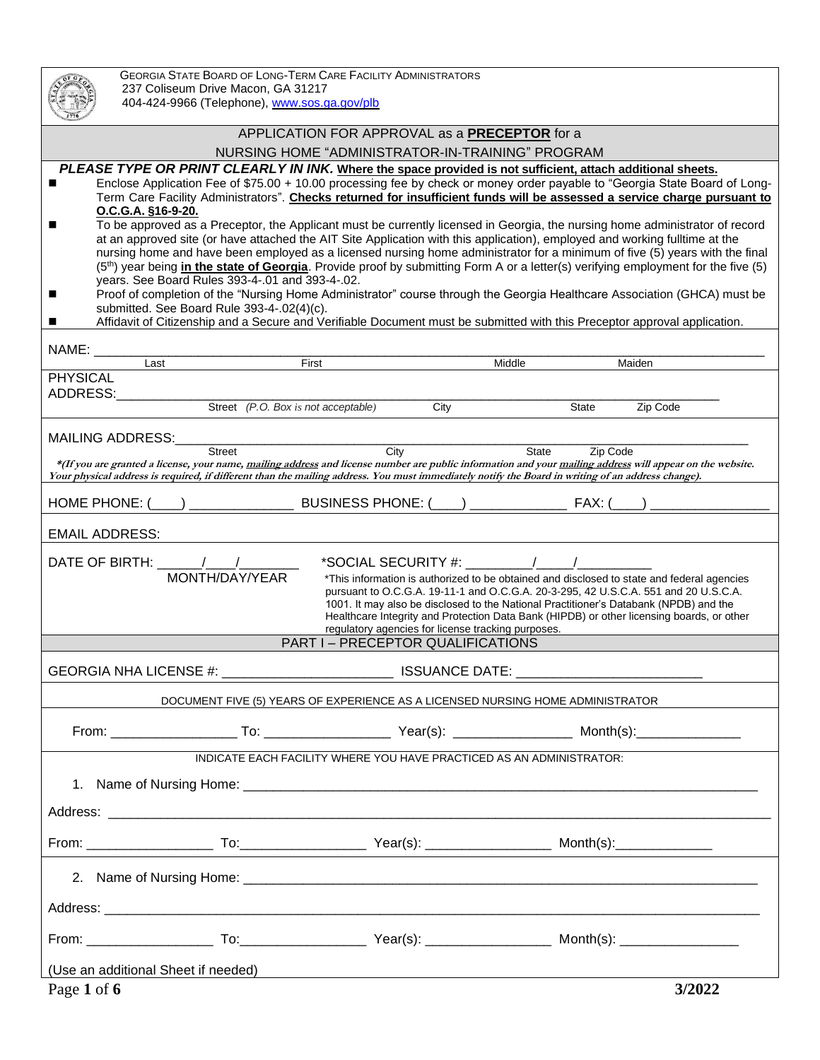GEORGIA STATE BOARD OF LONG-TERM CARE FACILITY ADMINISTRATORS
237 Coliseum Drive Macon, GA 31217
404-424-9966 (Telephone), www.sos.ga.gov/plb

## APPLICATION FOR APPROVAL as a **PRECEPTOR** for a NURSING HOME "ADMINISTRATOR-IN-TRAINING" PROGRAM

***PLEASE TYPE OR PRINT CLEARLY IN INK.*** **Where the space provided is not sufficient, attach additional sheets.**

- Enclose Application Fee of $75.00 + 10.00 processing fee by check or money order payable to "Georgia State Board of Long-Term Care Facility Administrators". **Checks returned for insufficient funds will be assessed a service charge pursuant to O.C.G.A. §16-9-20.**
- To be approved as a Preceptor, the Applicant must be currently licensed in Georgia, the nursing home administrator of record at an approved site (or have attached the AIT Site Application with this application), employed and working fulltime at the nursing home and have been employed as a licensed nursing home administrator for a minimum of five (5) years with the final (5th) year being **in the state of Georgia**. Provide proof by submitting Form A or a letter(s) verifying employment for the five (5) years. See Board Rules 393-4-.01 and 393-4-.02.
- Proof of completion of the "Nursing Home Administrator" course through the Georgia Healthcare Association (GHCA) must be submitted. See Board Rule 393-4-.02(4)(c).
- Affidavit of Citizenship and a Secure and Verifiable Document must be submitted with this Preceptor approval application.

NAME: ______________________________________________________________________
Last First Middle Maiden

PHYSICAL ADDRESS: ______________________________________________________________
Street *(P.O. Box is not acceptable)* City State Zip Code

MAILING ADDRESS: ______________________________________________________________
Street City State Zip Code

****(If you are granted a license, your name, mailing address and license number are public information and your mailing address will appear on the website. Your physical address is required, if different than the mailing address. You must immediately notify the Board in writing of an address change).***

HOME PHONE: (____) ______________ BUSINESS PHONE: (____) _____________ FAX: (____) ________________

EMAIL ADDRESS:

DATE OF BIRTH: ______/____/________
MONTH/DAY/YEAR

*SOCIAL SECURITY #: _________/_____/__________

*This information is authorized to be obtained and disclosed to state and federal agencies pursuant to O.C.G.A. 19-11-1 and O.C.G.A. 20-3-295, 42 U.S.C.A. 551 and 20 U.S.C.A. 1001. It may also be disclosed to the National Practitioner's Databank (NPDB) and the Healthcare Integrity and Protection Data Bank (HIPDB) or other licensing boards, or other regulatory agencies for license tracking purposes.

## PART I – PRECEPTOR QUALIFICATIONS

GEORGIA NHA LICENSE #: ______________________ ISSUANCE DATE: ________________________

DOCUMENT FIVE (5) YEARS OF EXPERIENCE AS A LICENSED NURSING HOME ADMINISTRATOR

From: ________________ To: ________________ Year(s): ________________ Month(s):______________

INDICATE EACH FACILITY WHERE YOU HAVE PRACTICED AS AN ADMINISTRATOR:

1. Name of Nursing Home: ________________________________________________________________________

Address: ______________________________________________________________________________________

From: ________________ To:________________ Year(s): ________________ Month(s):____________

2. Name of Nursing Home: ________________________________________________________________________

Address: ______________________________________________________________________________________

From: ________________ To:________________ Year(s): ________________ Month(s): ________________

(Use an additional Sheet if needed)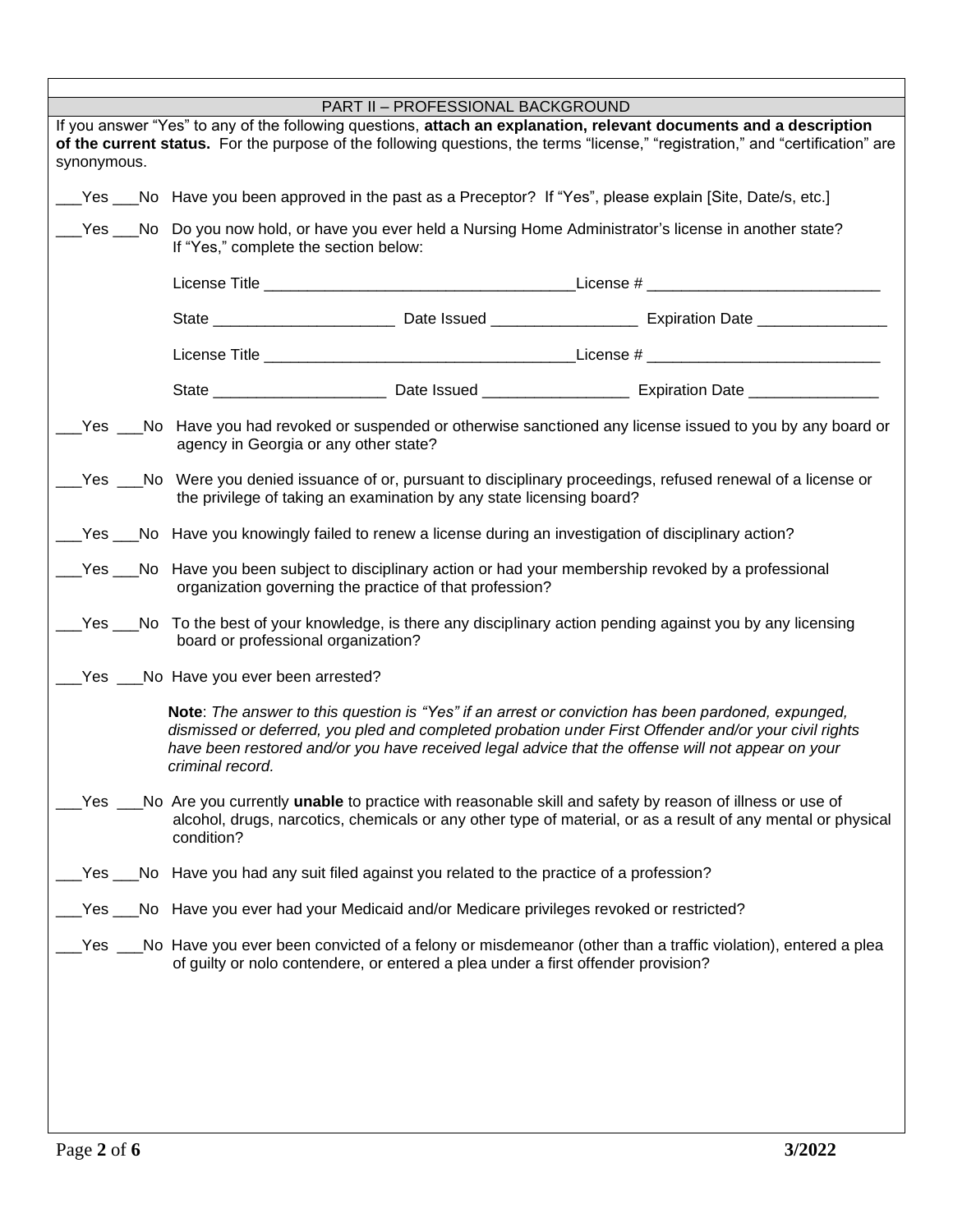## PART II – PROFESSIONAL BACKGROUND

If you answer "Yes" to any of the following questions, **attach an explanation, relevant documents and a description of the current status.** For the purpose of the following questions, the terms "license," "registration," and "certification" are synonymous.

___Yes ___No Have you been approved in the past as a Preceptor? If "Yes", please explain [Site, Date/s, etc.]

___Yes ___No Do you now hold, or have you ever held a Nursing Home Administrator's license in another state? If "Yes," complete the section below:

License Title ___________________________________License # __________________________

State ____________________ Date Issued ________________ Expiration Date _______________

License Title ___________________________________License # __________________________

State ____________________ Date Issued ________________ Expiration Date _______________

___Yes ___No Have you had revoked or suspended or otherwise sanctioned any license issued to you by any board or agency in Georgia or any other state?

___Yes ___No Were you denied issuance of or, pursuant to disciplinary proceedings, refused renewal of a license or the privilege of taking an examination by any state licensing board?

___Yes ___No Have you knowingly failed to renew a license during an investigation of disciplinary action?

___Yes ___No Have you been subject to disciplinary action or had your membership revoked by a professional organization governing the practice of that profession?

___Yes ___No To the best of your knowledge, is there any disciplinary action pending against you by any licensing board or professional organization?

___Yes ___No Have you ever been arrested?

**Note**: *The answer to this question is "Yes" if an arrest or conviction has been pardoned, expunged, dismissed or deferred, you pled and completed probation under First Offender and/or your civil rights have been restored and/or you have received legal advice that the offense will not appear on your criminal record.*

___Yes ___No Are you currently **unable** to practice with reasonable skill and safety by reason of illness or use of alcohol, drugs, narcotics, chemicals or any other type of material, or as a result of any mental or physical condition?

___Yes ___No Have you had any suit filed against you related to the practice of a profession?

___Yes ___No Have you ever had your Medicaid and/or Medicare privileges revoked or restricted?

___Yes ___No Have you ever been convicted of a felony or misdemeanor (other than a traffic violation), entered a plea of guilty or nolo contendere, or entered a plea under a first offender provision?

3/2022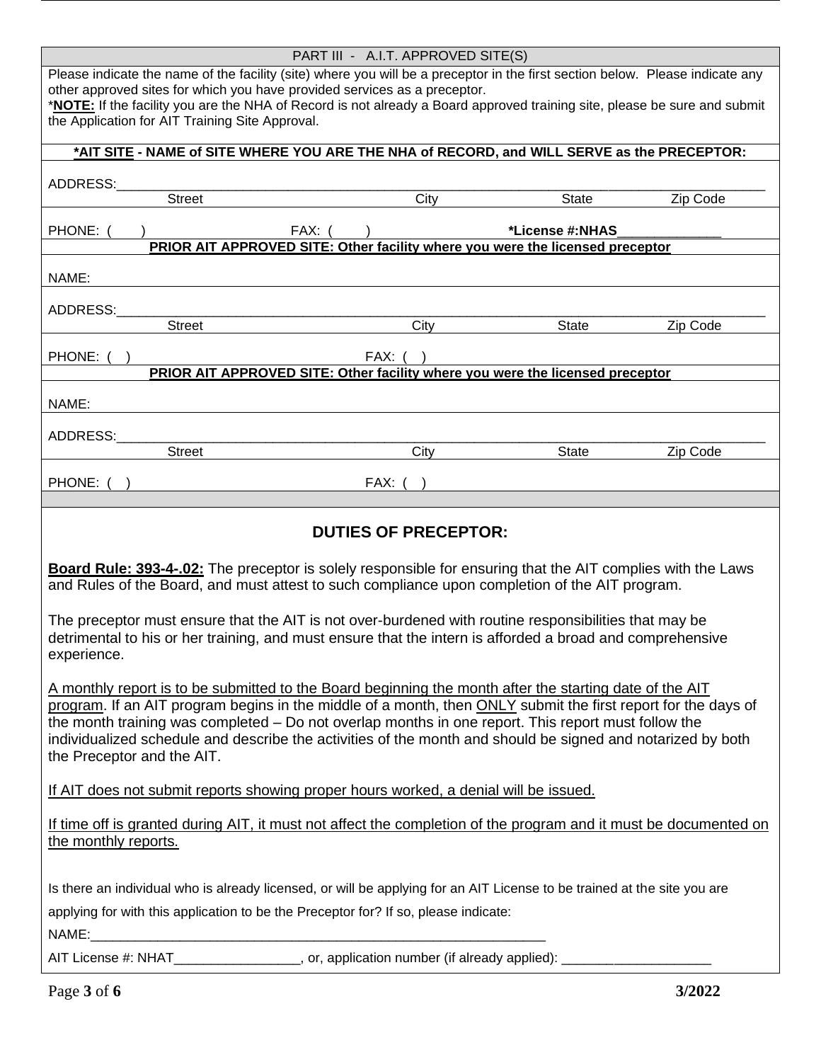## PART III - A.I.T. APPROVED SITE(S)

Please indicate the name of the facility (site) where you will be a preceptor in the first section below. Please indicate any other approved sites for which you have provided services as a preceptor.

***NOTE:** If the facility you are the NHA of Record is not already a Board approved training site, please be sure and submit the Application for AIT Training Site Approval.

**\*AIT SITE - NAME of SITE WHERE YOU ARE THE NHA of RECORD, and WILL SERVE as the PRECEPTOR:**

ADDRESS:______________________________________________________________________________
Street City State Zip Code

PHONE: ( ) FAX: ( ) **\*License #:NHAS**______________

**PRIOR AIT APPROVED SITE: Other facility where you were the licensed preceptor**

NAME:

ADDRESS:______________________________________________________________________________
Street City State Zip Code

PHONE: ( ) FAX: ( )

**PRIOR AIT APPROVED SITE: Other facility where you were the licensed preceptor**

NAME:

ADDRESS:______________________________________________________________________________
Street City State Zip Code

PHONE: ( ) FAX: ( )

## DUTIES OF PRECEPTOR:

**Board Rule: 393-4-.02:** The preceptor is solely responsible for ensuring that the AIT complies with the Laws and Rules of the Board, and must attest to such compliance upon completion of the AIT program.

The preceptor must ensure that the AIT is not over-burdened with routine responsibilities that may be detrimental to his or her training, and must ensure that the intern is afforded a broad and comprehensive experience.

A monthly report is to be submitted to the Board beginning the month after the starting date of the AIT program. If an AIT program begins in the middle of a month, then ONLY submit the first report for the days of the month training was completed – Do not overlap months in one report. This report must follow the individualized schedule and describe the activities of the month and should be signed and notarized by both the Preceptor and the AIT.

If AIT does not submit reports showing proper hours worked, a denial will be issued.

If time off is granted during AIT, it must not affect the completion of the program and it must be documented on the monthly reports.

Is there an individual who is already licensed, or will be applying for an AIT License to be trained at the site you are applying for with this application to be the Preceptor for? If so, please indicate:

NAME:_______________________________________________________________

AIT License #: NHAT_________________, or, application number (if already applied): ____________________

3/2022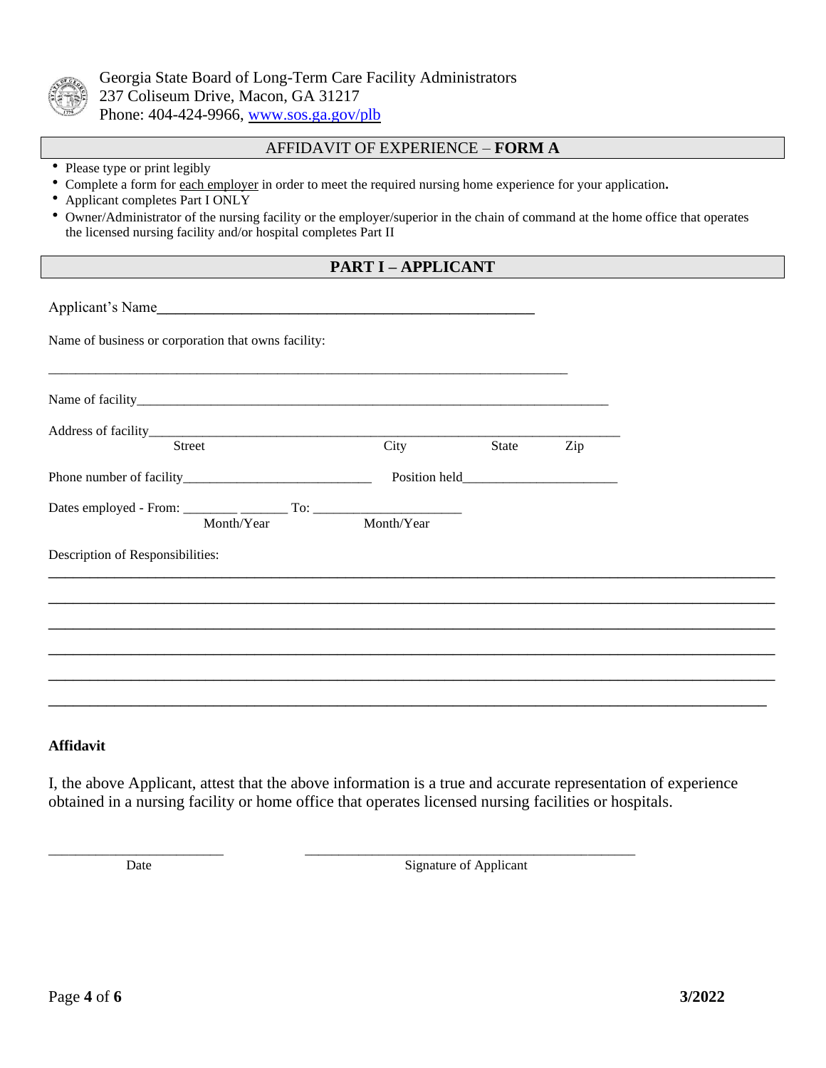Georgia State Board of Long-Term Care Facility Administrators
237 Coliseum Drive, Macon, GA 31217
Phone: 404-424-9966, www.sos.ga.gov/plb

## AFFIDAVIT OF EXPERIENCE – **FORM A**

- Please type or print legibly
- Complete a form for each employer in order to meet the required nursing home experience for your application**.**
- Applicant completes Part I ONLY
- Owner/Administrator of the nursing facility or the employer/superior in the chain of command at the home office that operates the licensed nursing facility and/or hospital completes Part II

## PART I – APPLICANT

Applicant's Name\_\_\_\_\_\_\_\_\_\_\_\_\_\_\_\_\_\_\_\_\_\_\_\_\_\_\_\_\_\_\_\_\_\_\_\_\_\_\_\_\_\_\_\_\_\_

Name of business or corporation that owns facility:

\_\_\_\_\_\_\_\_\_\_\_\_\_\_\_\_\_\_\_\_\_\_\_\_\_\_\_\_\_\_\_\_\_\_\_\_\_\_\_\_\_\_\_\_\_\_\_\_\_\_\_\_\_\_\_\_\_\_\_\_\_\_\_\_\_\_

Name of facility\_\_\_\_\_\_\_\_\_\_\_\_\_\_\_\_\_\_\_\_\_\_\_\_\_\_\_\_\_\_\_\_\_\_\_\_\_\_\_\_\_\_\_\_\_\_\_\_\_\_\_\_\_\_\_\_\_\_\_\_\_

Address of facility\_\_\_\_\_\_\_\_\_\_\_\_\_\_\_\_\_\_\_\_\_\_\_\_\_\_\_\_\_\_\_\_\_\_\_\_\_\_\_\_\_\_\_\_\_\_\_\_\_\_\_\_\_\_\_\_\_\_\_\_\_
Street City State Zip

Phone number of facility\_\_\_\_\_\_\_\_\_\_\_\_\_\_\_\_\_\_\_\_\_\_\_\_\_\_\_ Position held\_\_\_\_\_\_\_\_\_\_\_\_\_\_\_\_\_\_\_\_\_

Dates employed - From: \_\_\_\_\_\_\_\_ \_\_\_\_\_\_\_ To: \_\_\_\_\_\_\_\_\_\_\_\_\_\_\_\_\_\_\_\_\_
Month/Year Month/Year

Description of Responsibilities:

\_\_\_\_\_\_\_\_\_\_\_\_\_\_\_\_\_\_\_\_\_\_\_\_\_\_\_\_\_\_\_\_\_\_\_\_\_\_\_\_\_\_\_\_\_\_\_\_\_\_\_\_\_\_\_\_\_\_\_\_\_\_\_\_\_\_\_\_\_\_\_\_\_\_\_\_\_\_\_\_

\_\_\_\_\_\_\_\_\_\_\_\_\_\_\_\_\_\_\_\_\_\_\_\_\_\_\_\_\_\_\_\_\_\_\_\_\_\_\_\_\_\_\_\_\_\_\_\_\_\_\_\_\_\_\_\_\_\_\_\_\_\_\_\_\_\_\_\_\_\_\_\_\_\_\_\_\_\_\_\_

\_\_\_\_\_\_\_\_\_\_\_\_\_\_\_\_\_\_\_\_\_\_\_\_\_\_\_\_\_\_\_\_\_\_\_\_\_\_\_\_\_\_\_\_\_\_\_\_\_\_\_\_\_\_\_\_\_\_\_\_\_\_\_\_\_\_\_\_\_\_\_\_\_\_\_\_\_\_\_\_

\_\_\_\_\_\_\_\_\_\_\_\_\_\_\_\_\_\_\_\_\_\_\_\_\_\_\_\_\_\_\_\_\_\_\_\_\_\_\_\_\_\_\_\_\_\_\_\_\_\_\_\_\_\_\_\_\_\_\_\_\_\_\_\_\_\_\_\_\_\_\_\_\_\_\_\_\_\_\_\_

\_\_\_\_\_\_\_\_\_\_\_\_\_\_\_\_\_\_\_\_\_\_\_\_\_\_\_\_\_\_\_\_\_\_\_\_\_\_\_\_\_\_\_\_\_\_\_\_\_\_\_\_\_\_\_\_\_\_\_\_\_\_\_\_\_\_\_\_\_\_\_\_\_\_\_\_\_\_\_\_

\_\_\_\_\_\_\_\_\_\_\_\_\_\_\_\_\_\_\_\_\_\_\_\_\_\_\_\_\_\_\_\_\_\_\_\_\_\_\_\_\_\_\_\_\_\_\_\_\_\_\_\_\_\_\_\_\_\_\_\_\_\_\_\_\_\_\_\_\_\_\_\_\_\_\_\_\_\_\_\_

**Affidavit**

I, the above Applicant, attest that the above information is a true and accurate representation of experience obtained in a nursing facility or home office that operates licensed nursing facilities or hospitals.

\_\_\_\_\_\_\_\_\_\_\_\_\_\_\_\_\_\_\_\_\_\_\_\_ \_\_\_\_\_\_\_\_\_\_\_\_\_\_\_\_\_\_\_\_\_\_\_\_\_\_\_\_\_\_\_\_\_\_\_\_\_\_\_\_\_\_\_\_\_
Date Signature of Applicant

**3/2022**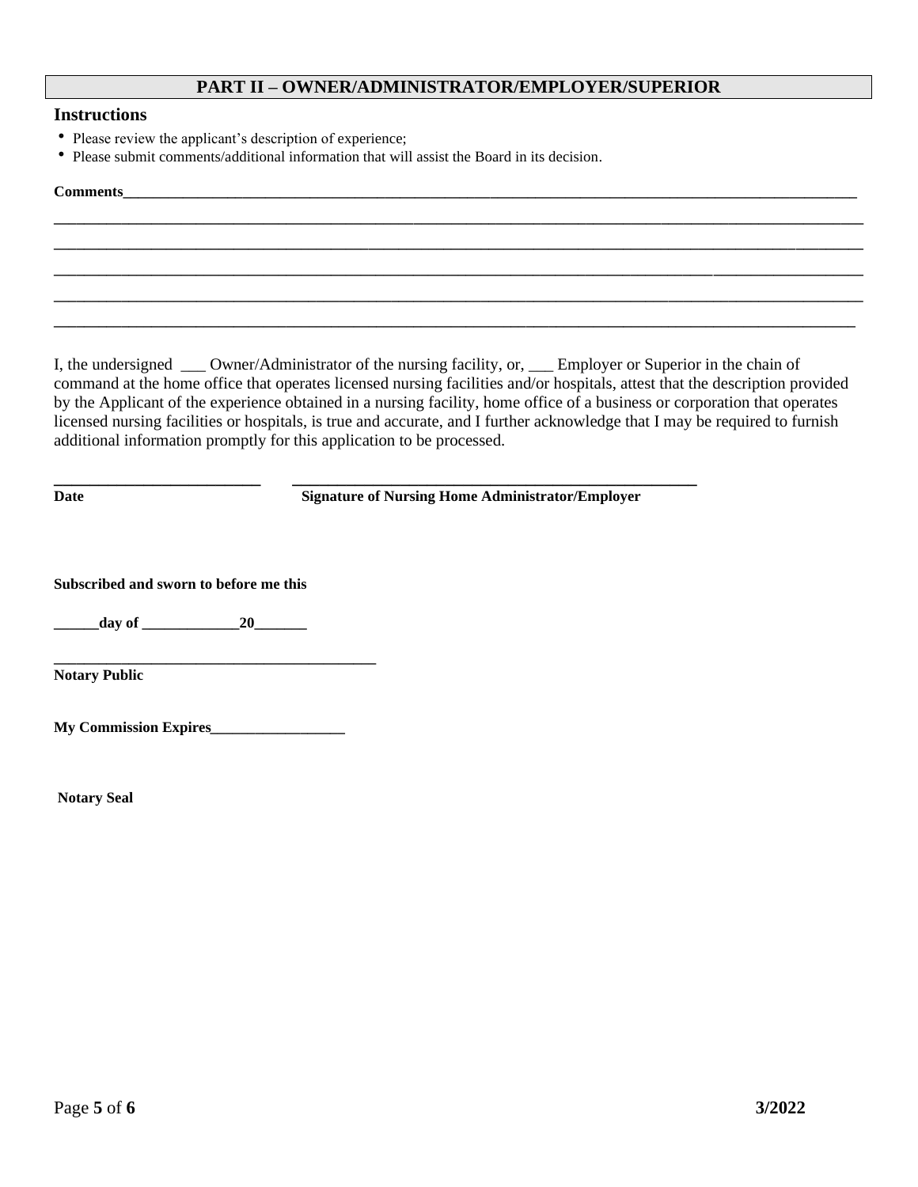## PART II – OWNER/ADMINISTRATOR/EMPLOYER/SUPERIOR

### Instructions

- Please review the applicant's description of experience;
- Please submit comments/additional information that will assist the Board in its decision.

**Comments**______________________________________________________________________________________________

______________________________________________________________________________________________________

______________________________________________________________________________________________________

______________________________________________________________________________________________________

______________________________________________________________________________________________________

______________________________________________________________________________________________________

I, the undersigned ___ Owner/Administrator of the nursing facility, or, ___ Employer or Superior in the chain of command at the home office that operates licensed nursing facilities and/or hospitals, attest that the description provided by the Applicant of the experience obtained in a nursing facility, home office of a business or corporation that operates licensed nursing facilities or hospitals, is true and accurate, and I further acknowledge that I may be required to furnish additional information promptly for this application to be processed.

___________________________ ____________________________________________________

**Date** **Signature of Nursing Home Administrator/Employer**

**Subscribed and sworn to before me this**

**______day of _____________20_______**

___________________________________________

**Notary Public**

**My Commission Expires__________________**

**Notary Seal**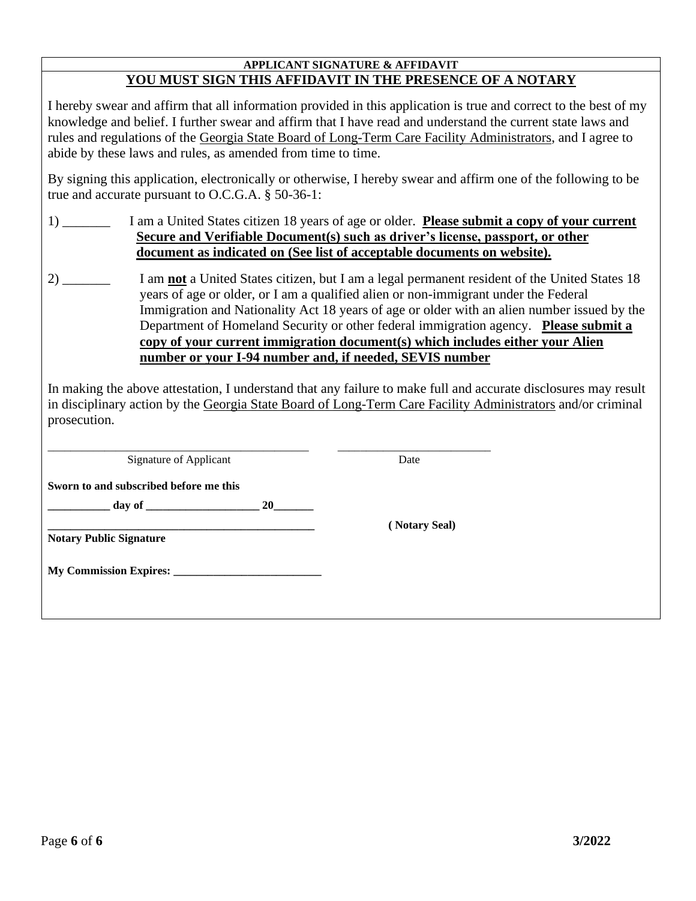**APPLICANT SIGNATURE & AFFIDAVIT**

**YOU MUST SIGN THIS AFFIDAVIT IN THE PRESENCE OF A NOTARY**

I hereby swear and affirm that all information provided in this application is true and correct to the best of my knowledge and belief. I further swear and affirm that I have read and understand the current state laws and rules and regulations of the Georgia State Board of Long-Term Care Facility Administrators, and I agree to abide by these laws and rules, as amended from time to time.

By signing this application, electronically or otherwise, I hereby swear and affirm one of the following to be true and accurate pursuant to O.C.G.A. § 50-36-1:

1) _______ I am a United States citizen 18 years of age or older. **Please submit a copy of your current Secure and Verifiable Document(s) such as driver's license, passport, or other document as indicated on (See list of acceptable documents on website).**

2) _______ I am **not** a United States citizen, but I am a legal permanent resident of the United States 18 years of age or older, or I am a qualified alien or non-immigrant under the Federal Immigration and Nationality Act 18 years of age or older with an alien number issued by the Department of Homeland Security or other federal immigration agency. **Please submit a copy of your current immigration document(s) which includes either your Alien number or your I-94 number and, if needed, SEVIS number**

In making the above attestation, I understand that any failure to make full and accurate disclosures may result in disciplinary action by the Georgia State Board of Long-Term Care Facility Administrators and/or criminal prosecution.

_____________________________________________ _________________________

Signature of Applicant Date

**Sworn to and subscribed before me this**

**___________ day of ____________________ 20_______**

**_______________________________________________** **( Notary Seal)**

**Notary Public Signature**

**My Commission Expires: __________________________**